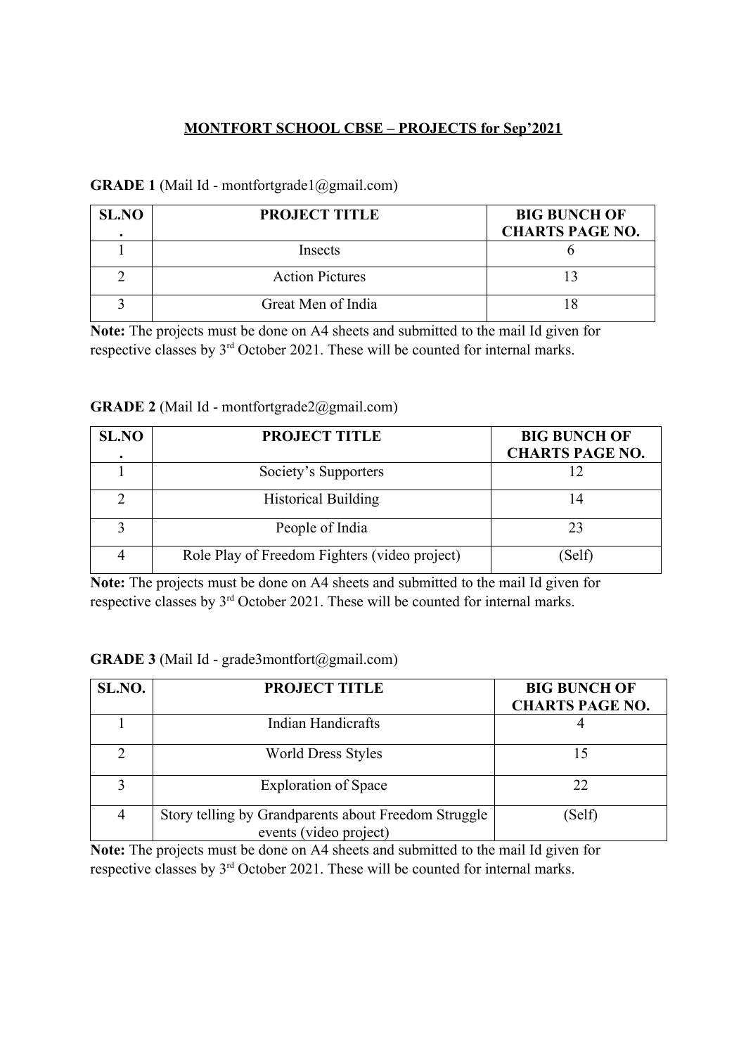# MONTFORT SCHOOL CBSE – PROJECTS for Sep'2021

**GRADE 1** (Mail Id - montfortgrade1@gmail.com)

| SL.NO. | PROJECT TITLE | BIG BUNCH OF CHARTS PAGE NO. |
|---|---|---|
| 1 | Insects | 6 |
| 2 | Action Pictures | 13 |
| 3 | Great Men of India | 18 |

**Note:** The projects must be done on A4 sheets and submitted to the mail Id given for respective classes by 3rd October 2021. These will be counted for internal marks.

**GRADE 2** (Mail Id - montfortgrade2@gmail.com)

| SL.NO. | PROJECT TITLE | BIG BUNCH OF CHARTS PAGE NO. |
|---|---|---|
| 1 | Society's Supporters | 12 |
| 2 | Historical Building | 14 |
| 3 | People of India | 23 |
| 4 | Role Play of Freedom Fighters (video project) | (Self) |

**Note:** The projects must be done on A4 sheets and submitted to the mail Id given for respective classes by 3rd October 2021. These will be counted for internal marks.

**GRADE 3** (Mail Id - grade3montfort@gmail.com)

| SL.NO. | PROJECT TITLE | BIG BUNCH OF CHARTS PAGE NO. |
|---|---|---|
| 1 | Indian Handicrafts | 4 |
| 2 | World Dress Styles | 15 |
| 3 | Exploration of Space | 22 |
| 4 | Story telling by Grandparents about Freedom Struggle events (video project) | (Self) |

**Note:** The projects must be done on A4 sheets and submitted to the mail Id given for respective classes by 3rd October 2021. These will be counted for internal marks.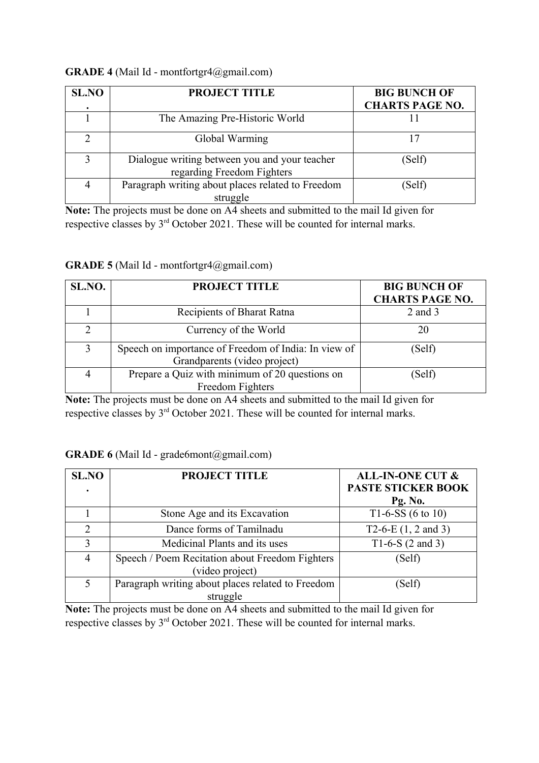**GRADE 4** (Mail Id - montfortgr4@gmail.com)

| SL.NO. | PROJECT TITLE | BIG BUNCH OF CHARTS PAGE NO. |
|---|---|---|
| 1 | The Amazing Pre-Historic World | 11 |
| 2 | Global Warming | 17 |
| 3 | Dialogue writing between you and your teacher regarding Freedom Fighters | (Self) |
| 4 | Paragraph writing about places related to Freedom struggle | (Self) |

**Note:** The projects must be done on A4 sheets and submitted to the mail Id given for respective classes by 3rd October 2021. These will be counted for internal marks.

**GRADE 5** (Mail Id - montfortgr4@gmail.com)

| SL.NO. | PROJECT TITLE | BIG BUNCH OF CHARTS PAGE NO. |
|---|---|---|
| 1 | Recipients of Bharat Ratna | 2 and 3 |
| 2 | Currency of the World | 20 |
| 3 | Speech on importance of Freedom of India: In view of Grandparents (video project) | (Self) |
| 4 | Prepare a Quiz with minimum of 20 questions on Freedom Fighters | (Self) |

**Note:** The projects must be done on A4 sheets and submitted to the mail Id given for respective classes by 3rd October 2021. These will be counted for internal marks.

**GRADE 6** (Mail Id - grade6mont@gmail.com)

| SL.NO. | PROJECT TITLE | ALL-IN-ONE CUT & PASTE STICKER BOOK Pg. No. |
|---|---|---|
| 1 | Stone Age and its Excavation | T1-6-SS (6 to 10) |
| 2 | Dance forms of Tamilnadu | T2-6-E (1, 2 and 3) |
| 3 | Medicinal Plants and its uses | T1-6-S (2 and 3) |
| 4 | Speech / Poem Recitation about Freedom Fighters (video project) | (Self) |
| 5 | Paragraph writing about places related to Freedom struggle | (Self) |

**Note:** The projects must be done on A4 sheets and submitted to the mail Id given for respective classes by 3rd October 2021. These will be counted for internal marks.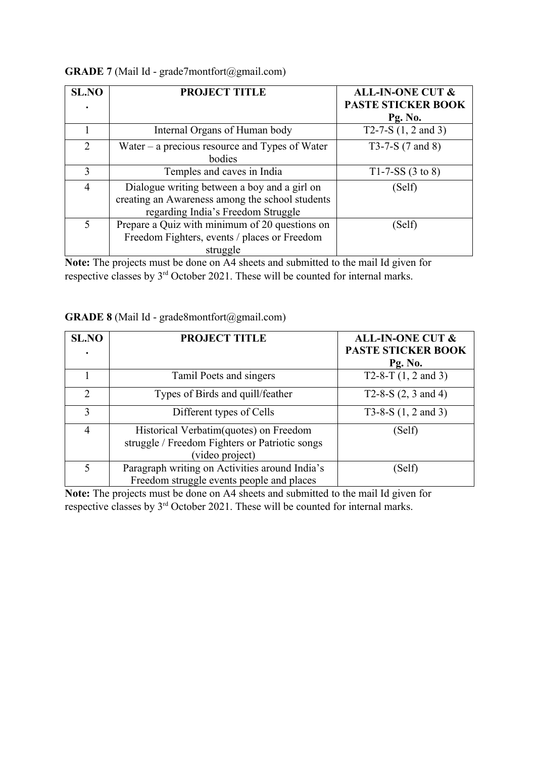**GRADE 7** (Mail Id - grade7montfort@gmail.com)

| SL.NO. | PROJECT TITLE | ALL-IN-ONE CUT & PASTE STICKER BOOK Pg. No. |
| --- | --- | --- |
| 1 | Internal Organs of Human body | T2-7-S (1, 2 and 3) |
| 2 | Water – a precious resource and Types of Water bodies | T3-7-S (7 and 8) |
| 3 | Temples and caves in India | T1-7-SS (3 to 8) |
| 4 | Dialogue writing between a boy and a girl on creating an Awareness among the school students regarding India's Freedom Struggle | (Self) |
| 5 | Prepare a Quiz with minimum of 20 questions on Freedom Fighters, events / places or Freedom struggle | (Self) |

**Note:** The projects must be done on A4 sheets and submitted to the mail Id given for respective classes by 3rd October 2021. These will be counted for internal marks.

**GRADE 8** (Mail Id - grade8montfort@gmail.com)

| SL.NO. | PROJECT TITLE | ALL-IN-ONE CUT & PASTE STICKER BOOK Pg. No. |
| --- | --- | --- |
| 1 | Tamil Poets and singers | T2-8-T (1, 2 and 3) |
| 2 | Types of Birds and quill/feather | T2-8-S (2, 3 and 4) |
| 3 | Different types of Cells | T3-8-S (1, 2 and 3) |
| 4 | Historical Verbatim(quotes) on Freedom struggle / Freedom Fighters or Patriotic songs (video project) | (Self) |
| 5 | Paragraph writing on Activities around India's Freedom struggle events people and places | (Self) |

**Note:** The projects must be done on A4 sheets and submitted to the mail Id given for respective classes by 3rd October 2021. These will be counted for internal marks.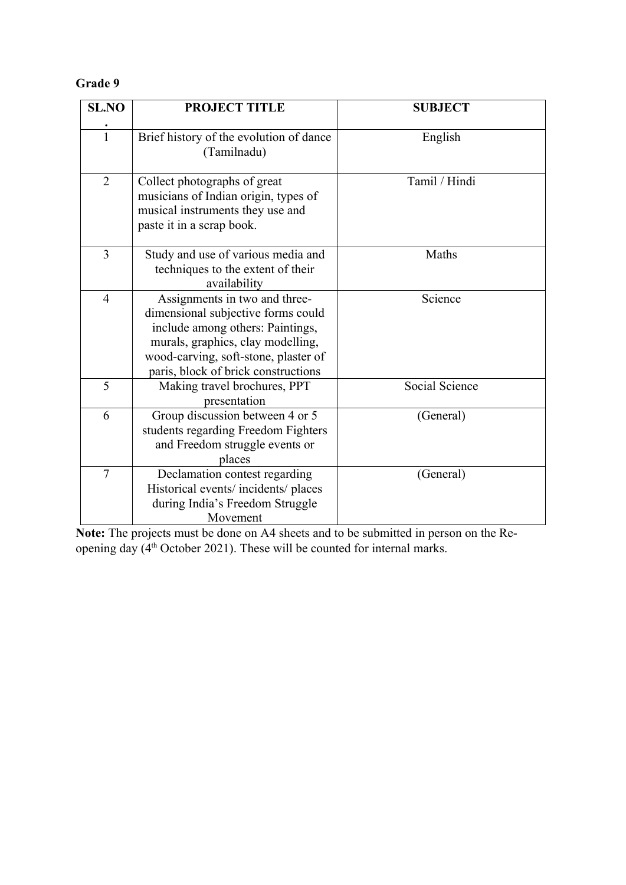**Grade 9**

| SL.NO. | PROJECT TITLE | SUBJECT |
|---|---|---|
| 1 | Brief history of the evolution of dance (Tamilnadu) | English |
| 2 | Collect photographs of great musicians of Indian origin, types of musical instruments they use and paste it in a scrap book. | Tamil / Hindi |
| 3 | Study and use of various media and techniques to the extent of their availability | Maths |
| 4 | Assignments in two and three-dimensional subjective forms could include among others: Paintings, murals, graphics, clay modelling, wood-carving, soft-stone, plaster of paris, block of brick constructions | Science |
| 5 | Making travel brochures, PPT presentation | Social Science |
| 6 | Group discussion between 4 or 5 students regarding Freedom Fighters and Freedom struggle events or places | (General) |
| 7 | Declamation contest regarding Historical events/ incidents/ places during India's Freedom Struggle Movement | (General) |

**Note:** The projects must be done on A4 sheets and to be submitted in person on the Re-opening day (4th October 2021). These will be counted for internal marks.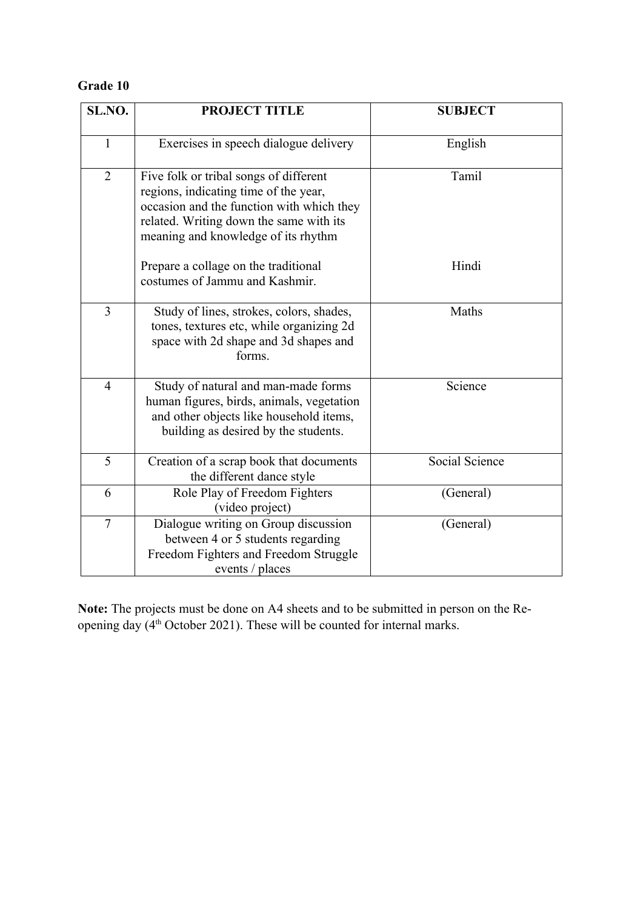**Grade 10**

| SL.NO. | PROJECT TITLE | SUBJECT |
|---|---|---|
| 1 | Exercises in speech dialogue delivery | English |
| 2 | Five folk or tribal songs of different regions, indicating time of the year, occasion and the function with which they related. Writing down the same with its meaning and knowledge of its rhythm | Tamil |
| | Prepare a collage on the traditional costumes of Jammu and Kashmir. | Hindi |
| 3 | Study of lines, strokes, colors, shades, tones, textures etc, while organizing 2d space with 2d shape and 3d shapes and forms. | Maths |
| 4 | Study of natural and man-made forms human figures, birds, animals, vegetation and other objects like household items, building as desired by the students. | Science |
| 5 | Creation of a scrap book that documents the different dance style | Social Science |
| 6 | Role Play of Freedom Fighters (video project) | (General) |
| 7 | Dialogue writing on Group discussion between 4 or 5 students regarding Freedom Fighters and Freedom Struggle events / places | (General) |

**Note:** The projects must be done on A4 sheets and to be submitted in person on the Re-opening day (4th October 2021). These will be counted for internal marks.